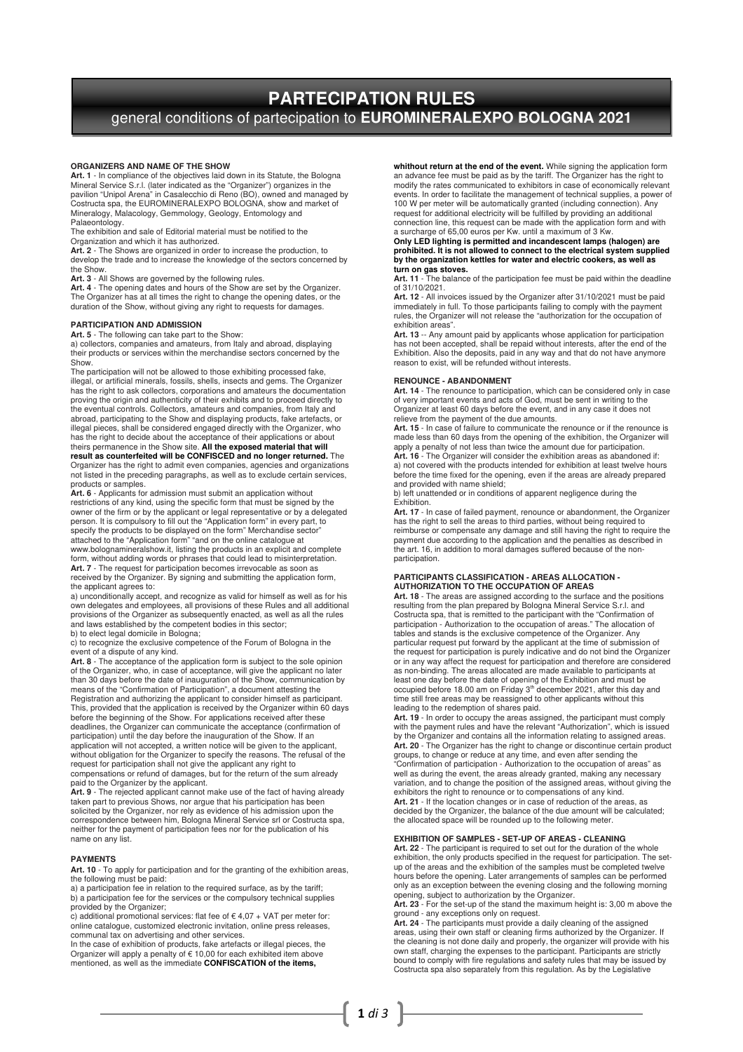# PARTECIPATION RULES

## general conditions of partecipation to **EUROMINERALEXPO BOLOGNA 2021**

### ORGANIZERS AND NAME OF THE SHOW

**Art. 1** - In compliance of the objectives laid down in its Statute, the Bologna Mineral Service S.r.l. (later indicated as the "Organizer") organizes in the pavilion "Unipol Arena" in Casalecchio di Reno (BO), owned and managed by Costructa spa, the EUROMINERALEXPO BOLOGNA, show and market of Mineralogy, Malacology, Gemmology, Geology, Entomology and Palaeontology.

The exhibition and sale of Editorial material must be notified to the Organization and which it has authorized.

**Art. 2** - The Shows are organized in order to increase the production, to develop the trade and to increase the knowledge of the sectors concerned by the Show.

**Art. 3** - All Shows are governed by the following rules.

**Art. 4** - The opening dates and hours of the Show are set by the Organizer. The Organizer has at all times the right to change the opening dates, or the duration of the Show, without giving any right to requests for damages.

### PARTICIPATION AND ADMISSION

**Art. 5** - The following can take part to the Show:

a) collectors, companies and amateurs, from Italy and abroad, displaying their products or services within the merchandise sectors concerned by the Show.

The participation will not be allowed to those exhibiting processed fake, illegal, or artificial minerals, fossils, shells, insects and gems. The Organizer has the right to ask collectors, corporations and amateurs the documentation proving the origin and authenticity of their exhibits and to proceed directly to the eventual controls. Collectors, amateurs and companies, from Italy and abroad, participating to the Show and displaying products, fake artefacts, or illegal pieces, shall be considered engaged directly with the Organizer, who has the right to decide about the acceptance of their applications or about theirs permanence in the Show site. **All the exposed material that will result as counterfeited will be CONFISCED and no longer returned.** The Organizer has the right to admit even companies, agencies and organizations not listed in the preceding paragraphs, as well as to exclude certain services, products or samples.

**Art. 6** - Applicants for admission must submit an application without restrictions of any kind, using the specific form that must be signed by the owner of the firm or by the applicant or legal representative or by a delegated person. It is compulsory to fill out the "Application form" in every part, to specify the products to be displayed on the form" Merchandise sector" attached to the "Application form" "and on the online catalogue at www.bolognamineralshow.it, listing the products in an explicit and complete form, without adding words or phrases that could lead to misinterpretation.

**Art. 7** - The request for participation becomes irrevocable as soon as received by the Organizer. By signing and submitting the application form, the applicant agrees to:

a) unconditionally accept, and recognize as valid for himself as well as for his own delegates and employees, all provisions of these Rules and all additional provisions of the Organizer as subsequently enacted, as well as all the rules and laws established by the competent bodies in this sector;

b) to elect legal domicile in Bologna;

c) to recognize the exclusive competence of the Forum of Bologna in the event of a dispute of any kind.

**Art. 8** - The acceptance of the application form is subject to the sole opinion of the Organizer, who, in case of acceptance, will give the applicant no later than 30 days before the date of inauguration of the Show, communication by means of the "Confirmation of Participation", a document attesting the Registration and authorizing the applicant to consider himself as participant. This, provided that the application is received by the Organizer within 60 days before the beginning of the Show. For applications received after these deadlines, the Organizer can communicate the acceptance (confirmation of participation) until the day before the inauguration of the Show. If an application will not accepted, a written notice will be given to the applicant, without obligation for the Organizer to specify the reasons. The refusal of the request for participation shall not give the applicant any right to compensations or refund of damages, but for the return of the sum already paid to the Organizer by the applicant.

**Art. 9** - The rejected applicant cannot make use of the fact of having already taken part to previous Shows, nor argue that his participation has been solicited by the Organizer, nor rely as evidence of his admission upon the correspondence between him, Bologna Mineral Service srl or Costructa spa, neither for the payment of participation fees nor for the publication of his name on any list.

### PAYMENTS

**Art. 10** - To apply for participation and for the granting of the exhibition areas, the following must be paid:

a) a participation fee in relation to the required surface, as by the tariff;

b) a participation fee for the services or the compulsory technical supplies provided by the Organizer;

c) additional promotional services: flat fee of € 4,07 + VAT per meter for: online catalogue, customized electronic invitation, online press releases, communal tax on advertising and other services.

In the case of exhibition of products, fake artefacts or illegal pieces, the Organizer will apply a penalty of € 10,00 for each exhibited item above mentioned, as well as the immediate **CONFISCATION of the items, whithout return at the end of the event.** While signing the application form an advance fee must be paid as by the tariff. The Organizer has the right to modify the rates communicated to exhibitors in case of economically relevant events. In order to facilitate the management of technical supplies, a power of 100 W per meter will be automatically granted (including connection). Any request for additional electricity will be fulfilled by providing an additional connection line, this request can be made with the application form and with a surcharge of 65,00 euros per Kw. until a maximum of 3 Kw.

**Only LED lighting is permitted and incandescent lamps (halogen) are prohibited. It is not allowed to connect to the electrical system supplied by the organization kettles for water and electric cookers, as well as turn on gas stoves.**

**Art. 11** - The balance of the participation fee must be paid within the deadline of 31/10/2021.

**Art. 12** - All invoices issued by the Organizer after 31/10/2021 must be paid immediately in full. To those participants failing to comply with the payment rules, the Organizer will not release the "authorization for the occupation of exhibition areas".

**Art. 13** -- Any amount paid by applicants whose application for participation has not been accepted, shall be repaid without interests, after the end of the Exhibition. Also the deposits, paid in any way and that do not have anymore reason to exist, will be refunded without interests.

### RENOUNCE - ABANDONMENT

**Art. 14** - The renounce to participation, which can be considered only in case of very important events and acts of God, must be sent in writing to the Organizer at least 60 days before the event, and in any case it does not relieve from the payment of the due amounts.

**Art. 15** - In case of failure to communicate the renounce or if the renounce is made less than 60 days from the opening of the exhibition, the Organizer will apply a penalty of not less than twice the amount due for participation.

**Art. 16** - The Organizer will consider the exhibition areas as abandoned if:

a) not covered with the products intended for exhibition at least twelve hours before the time fixed for the opening, even if the areas are already prepared and provided with name shield;

b) left unattended or in conditions of apparent negligence during the Exhibition.

**Art. 17** - In case of failed payment, renounce or abandonment, the Organizer has the right to sell the areas to third parties, without being required to reimburse or compensate any damage and still having the right to require the payment due according to the application and the penalties as described in the art. 16, in addition to moral damages suffered because of the non-participation.

### PARTICIPANTS CLASSIFICATION - AREAS ALLOCATION - AUTHORIZATION TO THE OCCUPATION OF AREAS

**Art. 18** - The areas are assigned according to the surface and the positions resulting from the plan prepared by Bologna Mineral Service S.r.l. and Costructa spa, that is remitted to the participant with the "Confirmation of participation - Authorization to the occupation of areas." The allocation of tables and stands is the exclusive competence of the Organizer. Any particular request put forward by the applicant at the time of submission of the request for participation is purely indicative and do not bind the Organizer or in any way affect the request for participation and therefore are considered as non-binding. The areas allocated are made available to participants at least one day before the date of opening of the Exhibition and must be occupied before 18.00 am on Friday 3[th] december 2021, after this day and time still free areas may be reassigned to other applicants without this leading to the redemption of shares paid.

**Art. 19** - In order to occupy the areas assigned, the participant must comply with the payment rules and have the relevant "Authorization", which is issued by the Organizer and contains all the information relating to assigned areas.

**Art. 20** - The Organizer has the right to change or discontinue certain product groups, to change or reduce at any time, and even after sending the "Confirmation of participation - Authorization to the occupation of areas" as well as during the event, the areas already granted, making any necessary variation, and to change the position of the assigned areas, without giving the exhibitors the right to renounce or to compensations of any kind.

**Art. 21** - If the location changes or in case of reduction of the areas, as decided by the Organizer, the balance of the due amount will be calculated; the allocated space will be rounded up to the following meter.

### EXHIBITION OF SAMPLES - SET-UP OF AREAS - CLEANING

**Art. 22** - The participant is required to set out for the duration of the whole exhibition, the only products specified in the request for participation. The set-up of the areas and the exhibition of the samples must be completed twelve hours before the opening. Later arrangements of samples can be performed only as an exception between the evening closing and the following morning opening, subject to authorization by the Organizer.

**Art. 23** - For the set-up of the stand the maximum height is: 3,00 m above the ground - any exceptions only on request.

**Art. 24** - The participants must provide a daily cleaning of the assigned areas, using their own staff or cleaning firms authorized by the Organizer. If the cleaning is not done daily and properly, the organizer will provide with his own staff, charging the expenses to the participant. Participants are strictly bound to comply with fire regulations and safety rules that may be issued by Costructa spa also separately from this regulation. As by the Legislative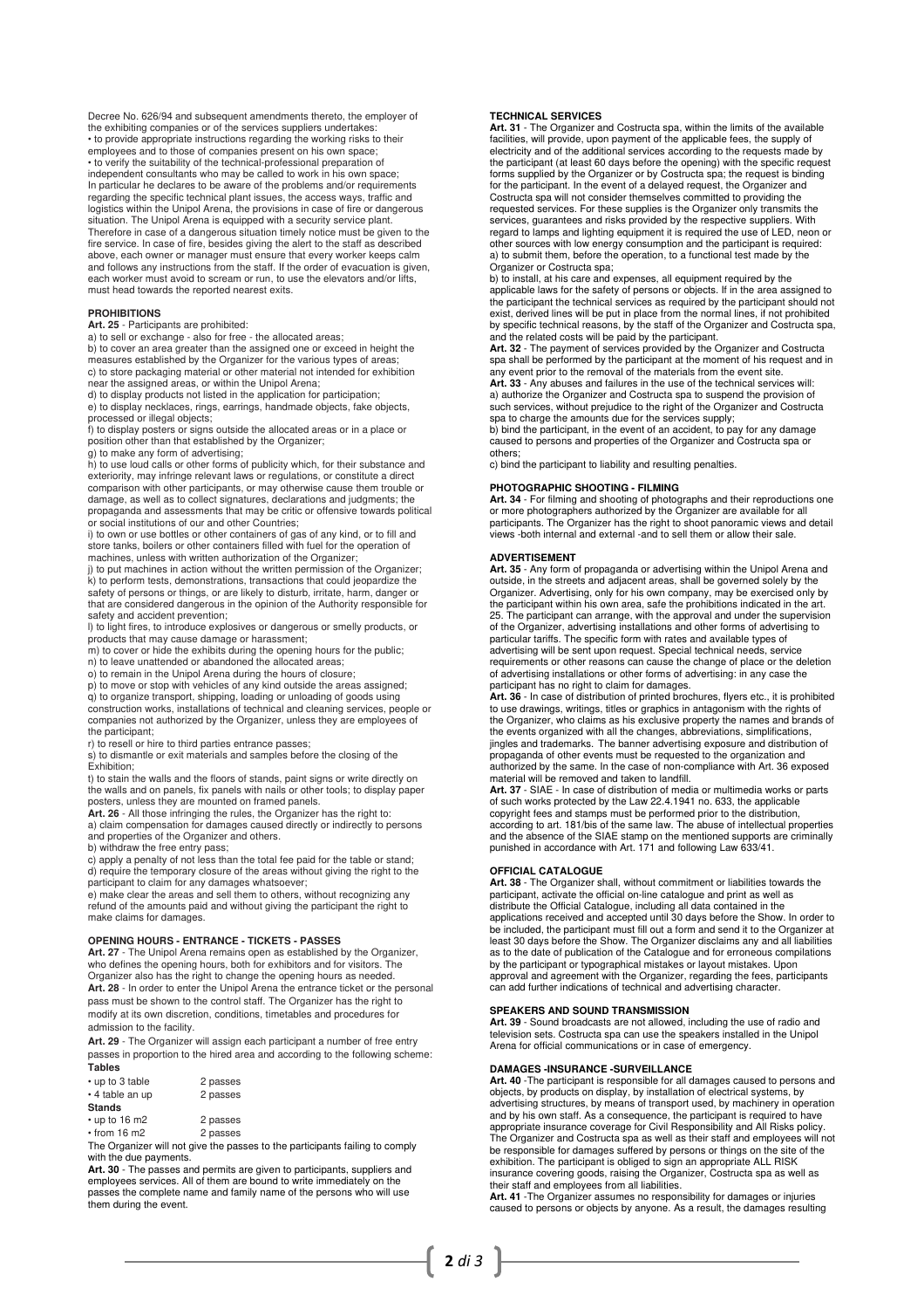Decree No. 626/94 and subsequent amendments thereto, the employer of the exhibiting companies or of the services suppliers undertakes:
• to provide appropriate instructions regarding the working risks to their employees and to those of companies present on his own space;
• to verify the suitability of the technical-professional preparation of independent consultants who may be called to work in his own space;
In particular he declares to be aware of the problems and/or requirements regarding the specific technical plant issues, the access ways, traffic and logistics within the Unipol Arena, the provisions in case of fire or dangerous situation. The Unipol Arena is equipped with a security service plant. Therefore in case of a dangerous situation timely notice must be given to the fire service. In case of fire, besides giving the alert to the staff as described above, each owner or manager must ensure that every worker keeps calm and follows any instructions from the staff. If the order of evacuation is given, each worker must avoid to scream or run, to use the elevators and/or lifts, must head towards the reported nearest exits.

**PROHIBITIONS**

**Art. 25** - Participants are prohibited:
a) to sell or exchange - also for free - the allocated areas;
b) to cover an area greater than the assigned one or exceed in height the measures established by the Organizer for the various types of areas;
c) to store packaging material or other material not intended for exhibition near the assigned areas, or within the Unipol Arena;
d) to display products not listed in the application for participation;
e) to display necklaces, rings, earrings, handmade objects, fake objects, processed or illegal objects;
f) to display posters or signs outside the allocated areas or in a place or position other than that established by the Organizer;
g) to make any form of advertising;
h) to use loud calls or other forms of publicity which, for their substance and exteriority, may infringe relevant laws or regulations, or constitute a direct comparison with other participants, or may otherwise cause them trouble or damage, as well as to collect signatures, declarations and judgments; the propaganda and assessments that may be critic or offensive towards political or social institutions of our and other Countries;
i) to own or use bottles or other containers of gas of any kind, or to fill and store tanks, boilers or other containers filled with fuel for the operation of machines, unless with written authorization of the Organizer;
j) to put machines in action without the written permission of the Organizer;
k) to perform tests, demonstrations, transactions that could jeopardize the safety of persons or things, or are likely to disturb, irritate, harm, danger or that are considered dangerous in the opinion of the Authority responsible for safety and accident prevention;
l) to light fires, to introduce explosives or dangerous or smelly products, or products that may cause damage or harassment;
m) to cover or hide the exhibits during the opening hours for the public;
n) to leave unattended or abandoned the allocated areas;
o) to remain in the Unipol Arena during the hours of closure;
p) to move or stop with vehicles of any kind outside the areas assigned;
q) to organize transport, shipping, loading or unloading of goods using construction works, installations of technical and cleaning services, people or companies not authorized by the Organizer, unless they are employees of the participant;
r) to resell or hire to third parties entrance passes;
s) to dismantle or exit materials and samples before the closing of the Exhibition;
t) to stain the walls and the floors of stands, paint signs or write directly on the walls and on panels, fix panels with nails or other tools; to display paper posters, unless they are mounted on framed panels.

**Art. 26** - All those infringing the rules, the Organizer has the right to:
a) claim compensation for damages caused directly or indirectly to persons and properties of the Organizer and others.
b) withdraw the free entry pass;
c) apply a penalty of not less than the total fee paid for the table or stand;
d) require the temporary closure of the areas without giving the right to the participant to claim for any damages whatsoever;
e) make clear the areas and sell them to others, without recognizing any refund of the amounts paid and without giving the participant the right to make claims for damages.

**OPENING HOURS - ENTRANCE - TICKETS - PASSES**

**Art. 27** - The Unipol Arena remains open as established by the Organizer, who defines the opening hours, both for exhibitors and for visitors. The Organizer also has the right to change the opening hours as needed.
**Art. 28** - In order to enter the Unipol Arena the entrance ticket or the personal pass must be shown to the control staff. The Organizer has the right to modify at its own discretion, conditions, timetables and procedures for admission to the facility.
**Art. 29** - The Organizer will assign each participant a number of free entry passes in proportion to the hired area and according to the following scheme:

**Tables**

| | |
|---|---|
| • up to 3 table | 2 passes |
| • 4 table an up | 2 passes |

**Stands**

| | |
|---|---|
| • up to 16 m2 | 2 passes |
| • from 16 m2 | 2 passes |

The Organizer will not give the passes to the participants failing to comply with the due payments.
**Art. 30** - The passes and permits are given to participants, suppliers and employees services. All of them are bound to write immediately on the passes the complete name and family name of the persons who will use them during the event.

**TECHNICAL SERVICES**

**Art. 31** - The Organizer and Costructa spa, within the limits of the available facilities, will provide, upon payment of the applicable fees, the supply of electricity and of the additional services according to the requests made by the participant (at least 60 days before the opening) with the specific request forms supplied by the Organizer or by Costructa spa; the request is binding for the participant. In the event of a delayed request, the Organizer and Costructa spa will not consider themselves committed to providing the requested services. For these supplies is the Organizer only transmits the services, guarantees and risks provided by the respective suppliers. With regard to lamps and lighting equipment it is required the use of LED, neon or other sources with low energy consumption and the participant is required:
a) to submit them, before the operation, to a functional test made by the Organizer or Costructa spa;
b) to install, at his care and expenses, all equipment required by the applicable laws for the safety of persons or objects. If in the area assigned to the participant the technical services as required by the participant should not exist, derived lines will be put in place from the normal lines, if not prohibited by specific technical reasons, by the staff of the Organizer and Costructa spa, and the related costs will be paid by the participant.
**Art. 32** - The payment of services provided by the Organizer and Costructa spa shall be performed by the participant at the moment of his request and in any event prior to the removal of the materials from the event site.
**Art. 33** - Any abuses and failures in the use of the technical services will:
a) authorize the Organizer and Costructa spa to suspend the provision of such services, without prejudice to the right of the Organizer and Costructa spa to charge the amounts due for the services supply;
b) bind the participant, in the event of an accident, to pay for any damage caused to persons and properties of the Organizer and Costructa spa or others;
c) bind the participant to liability and resulting penalties.

**PHOTOGRAPHIC SHOOTING - FILMING**

**Art. 34** - For filming and shooting of photographs and their reproductions one or more photographers authorized by the Organizer are available for all participants. The Organizer has the right to shoot panoramic views and detail views -both internal and external -and to sell them or allow their sale.

**ADVERTISEMENT**

**Art. 35** - Any form of propaganda or advertising within the Unipol Arena and outside, in the streets and adjacent areas, shall be governed solely by the Organizer. Advertising, only for his own company, may be exercised only by the participant within his own area, safe the prohibitions indicated in the art. 25. The participant can arrange, with the approval and under the supervision of the Organizer, advertising installations and other forms of advertising to particular tariffs. The specific form with rates and available types of advertising will be sent upon request. Special technical needs, service requirements or other reasons can cause the change of place or the deletion of advertising installations or other forms of advertising: in any case the participant has no right to claim for damages.
**Art. 36** - In case of distribution of printed brochures, flyers etc., it is prohibited to use drawings, writings, titles or graphics in antagonism with the rights of the Organizer, who claims as his exclusive property the names and brands of the events organized with all the changes, abbreviations, simplifications, jingles and trademarks. The banner advertising exposure and distribution of propaganda of other events must be requested to the organization and authorized by the same. In the case of non-compliance with Art. 36 exposed material will be removed and taken to landfill.
**Art. 37** - SIAE - In case of distribution of media or multimedia works or parts of such works protected by the Law 22.4.1941 no. 633, the applicable copyright fees and stamps must be performed prior to the distribution, according to art. 181/bis of the same law. The abuse of intellectual properties and the absence of the SIAE stamp on the mentioned supports are criminally punished in accordance with Art. 171 and following Law 633/41.

**OFFICIAL CATALOGUE**

**Art. 38** - The Organizer shall, without commitment or liabilities towards the participant, activate the official on-line catalogue and print as well as distribute the Official Catalogue, including all data contained in the applications received and accepted until 30 days before the Show. In order to be included, the participant must fill out a form and send it to the Organizer at least 30 days before the Show. The Organizer disclaims any and all liabilities as to the date of publication of the Catalogue and for erroneous compilations by the participant or typographical mistakes or layout mistakes. Upon approval and agreement with the Organizer, regarding the fees, participants can add further indications of technical and advertising character.

**SPEAKERS AND SOUND TRANSMISSION**

**Art. 39** - Sound broadcasts are not allowed, including the use of radio and television sets. Costructa spa can use the speakers installed in the Unipol Arena for official communications or in case of emergency.

**DAMAGES -INSURANCE -SURVEILLANCE**

**Art. 40** -The participant is responsible for all damages caused to persons and objects, by products on display, by installation of electrical systems, by advertising structures, by means of transport used, by machinery in operation and by his own staff. As a consequence, the participant is required to have appropriate insurance coverage for Civil Responsibility and All Risks policy. The Organizer and Costructa spa as well as their staff and employees will not be responsible for damages suffered by persons or things on the site of the exhibition. The participant is obliged to sign an appropriate ALL RISK insurance covering goods, raising the Organizer, Costructa spa as well as their staff and employees from all liabilities.
**Art. 41** -The Organizer assumes no responsibility for damages or injuries caused to persons or objects by anyone. As a result, the damages resulting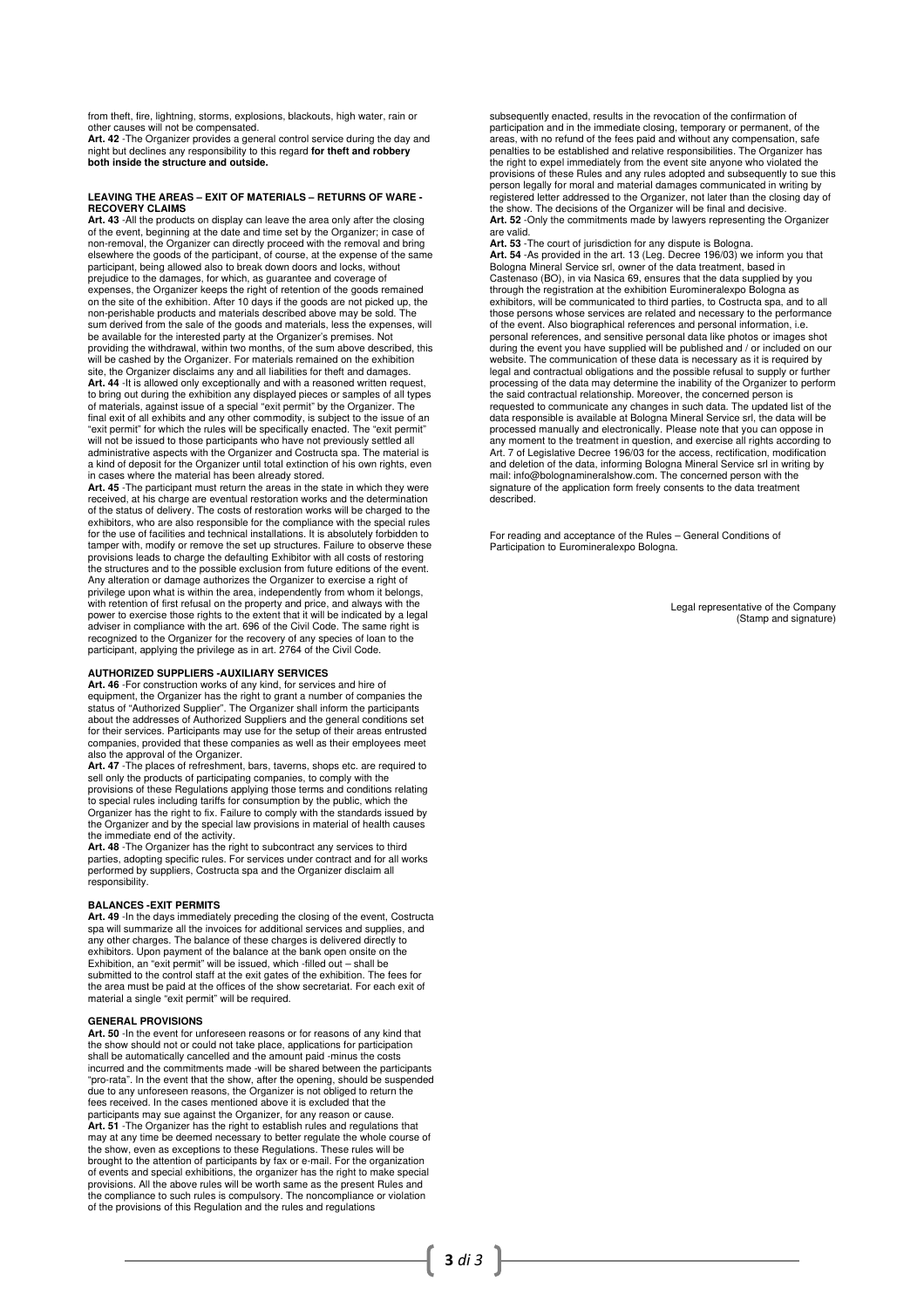from theft, fire, lightning, storms, explosions, blackouts, high water, rain or other causes will not be compensated.

**Art. 42** -The Organizer provides a general control service during the day and night but declines any responsibility to this regard **for theft and robbery both inside the structure and outside.**

### LEAVING THE AREAS – EXIT OF MATERIALS – RETURNS OF WARE - RECOVERY CLAIMS

**Art. 43** -All the products on display can leave the area only after the closing of the event, beginning at the date and time set by the Organizer; in case of non-removal, the Organizer can directly proceed with the removal and bring elsewhere the goods of the participant, of course, at the expense of the same participant, being allowed also to break down doors and locks, without prejudice to the damages, for which, as guarantee and coverage of expenses, the Organizer keeps the right of retention of the goods remained on the site of the exhibition. After 10 days if the goods are not picked up, the non-perishable products and materials described above may be sold. The sum derived from the sale of the goods and materials, less the expenses, will be available for the interested party at the Organizer's premises. Not providing the withdrawal, within two months, of the sum above described, this will be cashed by the Organizer. For materials remained on the exhibition site, the Organizer disclaims any and all liabilities for theft and damages.

**Art. 44** -It is allowed only exceptionally and with a reasoned written request, to bring out during the exhibition any displayed pieces or samples of all types of materials, against issue of a special "exit permit" by the Organizer. The final exit of all exhibits and any other commodity, is subject to the issue of an "exit permit" for which the rules will be specifically enacted. The "exit permit" will not be issued to those participants who have not previously settled all administrative aspects with the Organizer and Costructa spa. The material is a kind of deposit for the Organizer until total extinction of his own rights, even in cases where the material has been already stored.

**Art. 45** -The participant must return the areas in the state in which they were received, at his charge are eventual restoration works and the determination of the status of delivery. The costs of restoration works will be charged to the exhibitors, who are also responsible for the compliance with the special rules for the use of facilities and technical installations. It is absolutely forbidden to tamper with, modify or remove the set up structures. Failure to observe these provisions leads to charge the defaulting Exhibitor with all costs of restoring the structures and to the possible exclusion from future editions of the event. Any alteration or damage authorizes the Organizer to exercise a right of privilege upon what is within the area, independently from whom it belongs, with retention of first refusal on the property and price, and always with the power to exercise those rights to the extent that it will be indicated by a legal adviser in compliance with the art. 696 of the Civil Code. The same right is recognized to the Organizer for the recovery of any species of loan to the participant, applying the privilege as in art. 2764 of the Civil Code.

### AUTHORIZED SUPPLIERS -AUXILIARY SERVICES

**Art. 46** -For construction works of any kind, for services and hire of equipment, the Organizer has the right to grant a number of companies the status of "Authorized Supplier". The Organizer shall inform the participants about the addresses of Authorized Suppliers and the general conditions set for their services. Participants may use for the setup of their areas entrusted companies, provided that these companies as well as their employees meet also the approval of the Organizer.

**Art. 47** -The places of refreshment, bars, taverns, shops etc. are required to sell only the products of participating companies, to comply with the provisions of these Regulations applying those terms and conditions relating to special rules including tariffs for consumption by the public, which the Organizer has the right to fix. Failure to comply with the standards issued by the Organizer and by the special law provisions in material of health causes the immediate end of the activity.

**Art. 48** -The Organizer has the right to subcontract any services to third parties, adopting specific rules. For services under contract and for all works performed by suppliers, Costructa spa and the Organizer disclaim all responsibility.

### BALANCES -EXIT PERMITS

**Art. 49** -In the days immediately preceding the closing of the event, Costructa spa will summarize all the invoices for additional services and supplies, and any other charges. The balance of these charges is delivered directly to exhibitors. Upon payment of the balance at the bank open onsite on the Exhibition, an "exit permit" will be issued, which -filled out – shall be submitted to the control staff at the exit gates of the exhibition. The fees for the area must be paid at the offices of the show secretariat. For each exit of material a single "exit permit" will be required.

### GENERAL PROVISIONS

**Art. 50** -In the event for unforeseen reasons or for reasons of any kind that the show should not or could not take place, applications for participation shall be automatically cancelled and the amount paid -minus the costs incurred and the commitments made -will be shared between the participants "pro-rata". In the event that the show, after the opening, should be suspended due to any unforeseen reasons, the Organizer is not obliged to return the fees received. In the cases mentioned above it is excluded that the participants may sue against the Organizer, for any reason or cause.

**Art. 51** -The Organizer has the right to establish rules and regulations that may at any time be deemed necessary to better regulate the whole course of the show, even as exceptions to these Regulations. These rules will be brought to the attention of participants by fax or e-mail. For the organization of events and special exhibitions, the organizer has the right to make special provisions. All the above rules will be worth same as the present Rules and the compliance to such rules is compulsory. The noncompliance or violation of the provisions of this Regulation and the rules and regulations subsequently enacted, results in the revocation of the confirmation of participation and in the immediate closing, temporary or permanent, of the areas, with no refund of the fees paid and without any compensation, safe penalties to be established and relative responsibilities. The Organizer has the right to expel immediately from the event site anyone who violated the provisions of these Rules and any rules adopted and subsequently to sue this person legally for moral and material damages communicated in writing by registered letter addressed to the Organizer, not later than the closing day of the show. The decisions of the Organizer will be final and decisive.

**Art. 52** -Only the commitments made by lawyers representing the Organizer are valid.

**Art. 53** -The court of jurisdiction for any dispute is Bologna.

**Art. 54** -As provided in the art. 13 (Leg. Decree 196/03) we inform you that Bologna Mineral Service srl, owner of the data treatment, based in Castenaso (BO), in via Nasica 69, ensures that the data supplied by you through the registration at the exhibition Euromineralexpo Bologna as exhibitors, will be communicated to third parties, to Costructa spa, and to all those persons whose services are related and necessary to the performance of the event. Also biographical references and personal information, i.e. personal references, and sensitive personal data like photos or images shot during the event you have supplied will be published and / or included on our website. The communication of these data is necessary as it is required by legal and contractual obligations and the possible refusal to supply or further processing of the data may determine the inability of the Organizer to perform the said contractual relationship. Moreover, the concerned person is requested to communicate any changes in such data. The updated list of the data responsible is available at Bologna Mineral Service srl, the data will be processed manually and electronically. Please note that you can oppose in any moment to the treatment in question, and exercise all rights according to Art. 7 of Legislative Decree 196/03 for the access, rectification, modification and deletion of the data, informing Bologna Mineral Service srl in writing by mail: info@bolognamineralshow.com. The concerned person with the signature of the application form freely consents to the data treatment described.

For reading and acceptance of the Rules – General Conditions of Participation to Euromineralexpo Bologna.

Legal representative of the Company
(Stamp and signature)